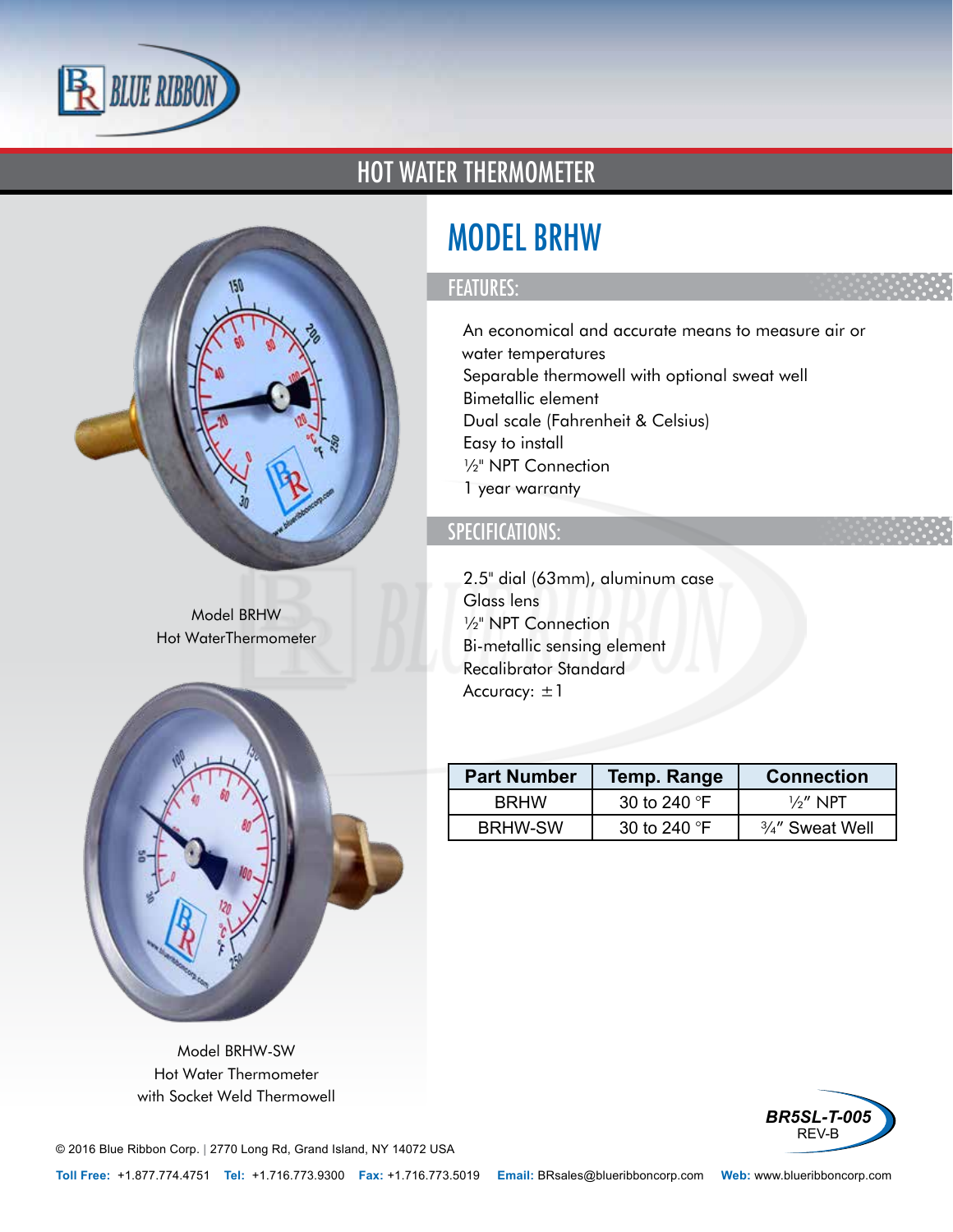# HOT WATER THERMOMETER

## MODEL BRHW

### FEATURES:

- An economical and accurate means to measure air or water temperatures
- Separable thermowell with optional sweat well
- Bimetallic element
- Dual scale (Fahrenheit & Celsius)
- Easy to install
- ½" NPT Connection
- 1 year warranty

### SPECIFICATIONS:

- 2.5" dial (63mm), aluminum case
- Glass lens
- ½" NPT Connection
- Bi-metallic sensing element
- Recalibrator Standard
- Accuracy: ±1

| Part Number | Temp. Range | Connection |
|---|---|---|
| BRHW | 30 to 240 °F | ½" NPT |
| BRHW-SW | 30 to 240 °F | ¾" Sweat Well |

Model BRHW
Hot WaterThermometer

Model BRHW-SW
Hot Water Thermometer
with Socket Weld Thermowell

**BR5SL-T-005**
REV-B

© 2016 Blue Ribbon Corp. | 2770 Long Rd, Grand Island, NY 14072 USA

**Toll Free:** +1.877.774.4751 **Tel:** +1.716.773.9300 **Fax:** +1.716.773.5019 **Email:** BRsales@blueribboncorp.com **Web:** www.blueribboncorp.com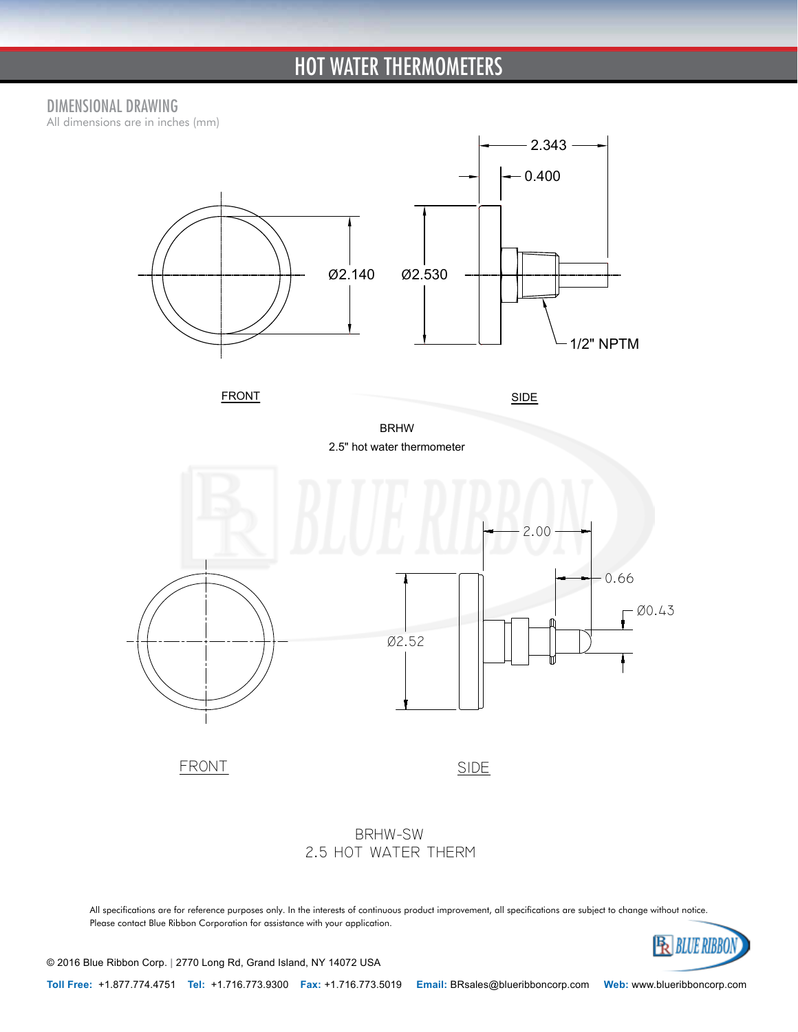# HOT WATER THERMOMETERS

## DIMENSIONAL DRAWING

All dimensions are in inches (mm)

2.343
0.400
Ø2.140
Ø2.530
1/2" NPTM

FRONT

SIDE

BRHW
2.5" hot water thermometer

2.00
0.66
Ø0.43
Ø2.52

FRONT

SIDE

BRHW-SW
2.5 HOT WATER THERM

All specifications are for reference purposes only. In the interests of continuous product improvement, all specifications are subject to change without notice. Please contact Blue Ribbon Corporation for assistance with your application.

© 2016 Blue Ribbon Corp. | 2770 Long Rd, Grand Island, NY 14072 USA

**Toll Free:** +1.877.774.4751 **Tel:** +1.716.773.9300 **Fax:** +1.716.773.5019 **Email:** BRsales@blueribboncorp.com **Web:** www.blueribboncorp.com